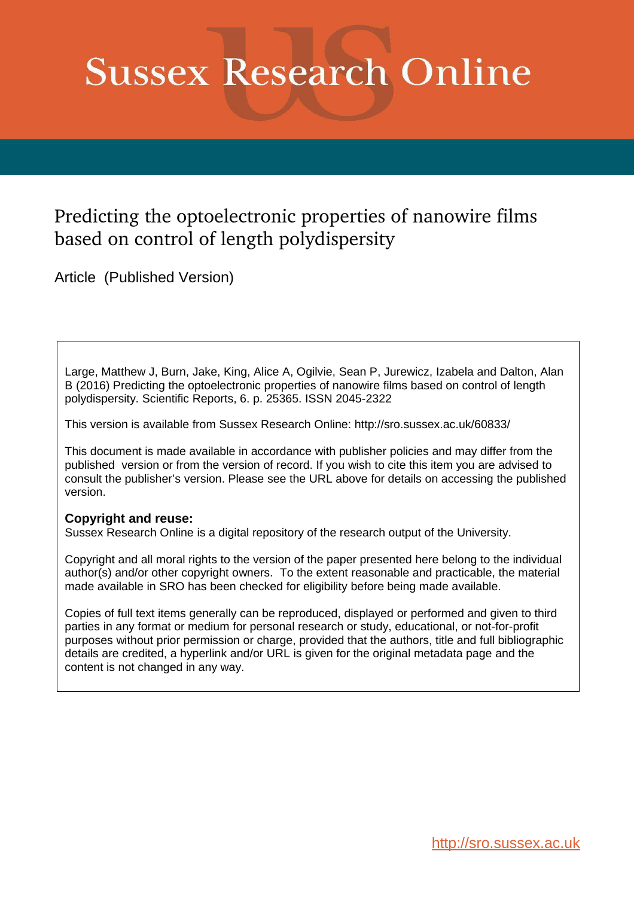# Sussex Research Online

## Predicting the optoelectronic properties of nanowire films based on control of length polydispersity

Article (Published Version)

Large, Matthew J, Burn, Jake, King, Alice A, Ogilvie, Sean P, Jurewicz, Izabela and Dalton, Alan B (2016) Predicting the optoelectronic properties of nanowire films based on control of length polydispersity. Scientific Reports, 6. p. 25365. ISSN 2045-2322

This version is available from Sussex Research Online: http://sro.sussex.ac.uk/60833/

This document is made available in accordance with publisher policies and may differ from the published version or from the version of record. If you wish to cite this item you are advised to consult the publisher's version. Please see the URL above for details on accessing the published version.

**Copyright and reuse:**
Sussex Research Online is a digital repository of the research output of the University.

Copyright and all moral rights to the version of the paper presented here belong to the individual author(s) and/or other copyright owners. To the extent reasonable and practicable, the material made available in SRO has been checked for eligibility before being made available.

Copies of full text items generally can be reproduced, displayed or performed and given to third parties in any format or medium for personal research or study, educational, or not-for-profit purposes without prior permission or charge, provided that the authors, title and full bibliographic details are credited, a hyperlink and/or URL is given for the original metadata page and the content is not changed in any way.

http://sro.sussex.ac.uk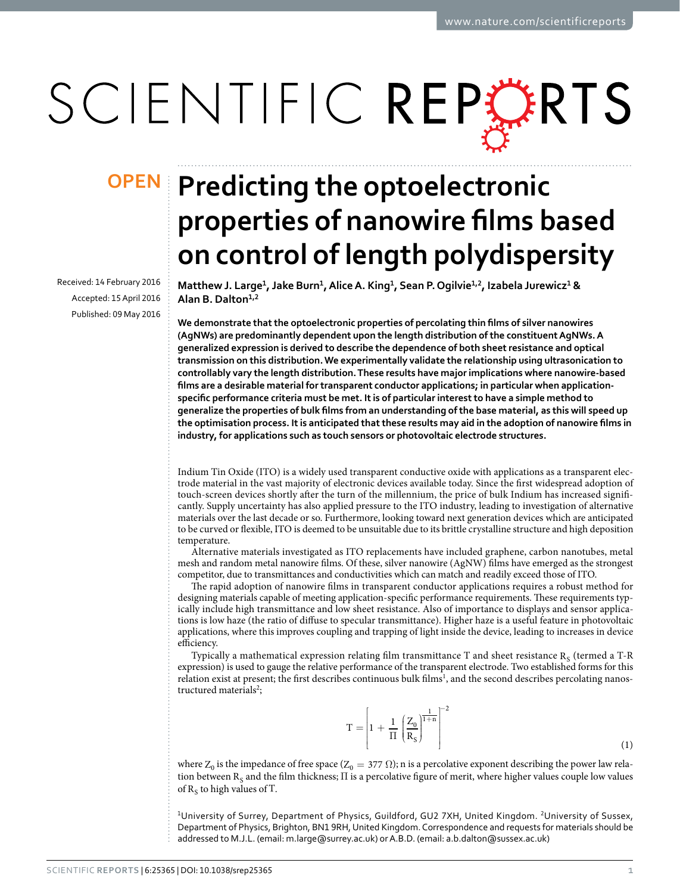# Predicting the optoelectronic properties of nanowire films based on control of length polydispersity

Matthew J. Large[1], Jake Burn[1], Alice A. King[1], Sean P. Ogilvie[1,2], Izabela Jurewicz[1] & Alan B. Dalton[1,2]

Received: 14 February 2016
Accepted: 15 April 2016
Published: 09 May 2016

**We demonstrate that the optoelectronic properties of percolating thin films of silver nanowires (AgNWs) are predominantly dependent upon the length distribution of the constituent AgNWs. A generalized expression is derived to describe the dependence of both sheet resistance and optical transmission on this distribution. We experimentally validate the relationship using ultrasonication to controllably vary the length distribution. These results have major implications where nanowire-based films are a desirable material for transparent conductor applications; in particular when application-specific performance criteria must be met. It is of particular interest to have a simple method to generalize the properties of bulk films from an understanding of the base material, as this will speed up the optimisation process. It is anticipated that these results may aid in the adoption of nanowire films in industry, for applications such as touch sensors or photovoltaic electrode structures.**

Indium Tin Oxide (ITO) is a widely used transparent conductive oxide with applications as a transparent electrode material in the vast majority of electronic devices available today. Since the first widespread adoption of touch-screen devices shortly after the turn of the millennium, the price of bulk Indium has increased significantly. Supply uncertainty has also applied pressure to the ITO industry, leading to investigation of alternative materials over the last decade or so. Furthermore, looking toward next generation devices which are anticipated to be curved or flexible, ITO is deemed to be unsuitable due to its brittle crystalline structure and high deposition temperature.

Alternative materials investigated as ITO replacements have included graphene, carbon nanotubes, metal mesh and random metal nanowire films. Of these, silver nanowire (AgNW) films have emerged as the strongest competitor, due to transmittances and conductivities which can match and readily exceed those of ITO.

The rapid adoption of nanowire films in transparent conductor applications requires a robust method for designing materials capable of meeting application-specific performance requirements. These requirements typically include high transmittance and low sheet resistance. Also of importance to displays and sensor applications is low haze (the ratio of diffuse to specular transmittance). Higher haze is a useful feature in photovoltaic applications, where this improves coupling and trapping of light inside the device, leading to increases in device efficiency.

Typically a mathematical expression relating film transmittance T and sheet resistance $R_S$ (termed a T-R expression) is used to gauge the relative performance of the transparent electrode. Two established forms for this relation exist at present; the first describes continuous bulk films[1], and the second describes percolating nanostructured materials[2];

$$T = \left[1 + \frac{1}{\Pi}\left(\frac{Z_0}{R_S}\right)^{\frac{1}{1+n}}\right]^{-2} \tag{1}$$

where $Z_0$ is the impedance of free space ($Z_0 = 377\ \Omega$); n is a percolative exponent describing the power law relation between $R_S$ and the film thickness; $\Pi$ is a percolative figure of merit, where higher values couple low values of $R_S$ to high values of T.

[1]University of Surrey, Department of Physics, Guildford, GU2 7XH, United Kingdom. [2]University of Sussex, Department of Physics, Brighton, BN1 9RH, United Kingdom. Correspondence and requests for materials should be addressed to M.J.L. (email: m.large@surrey.ac.uk) or A.B.D. (email: a.b.dalton@sussex.ac.uk)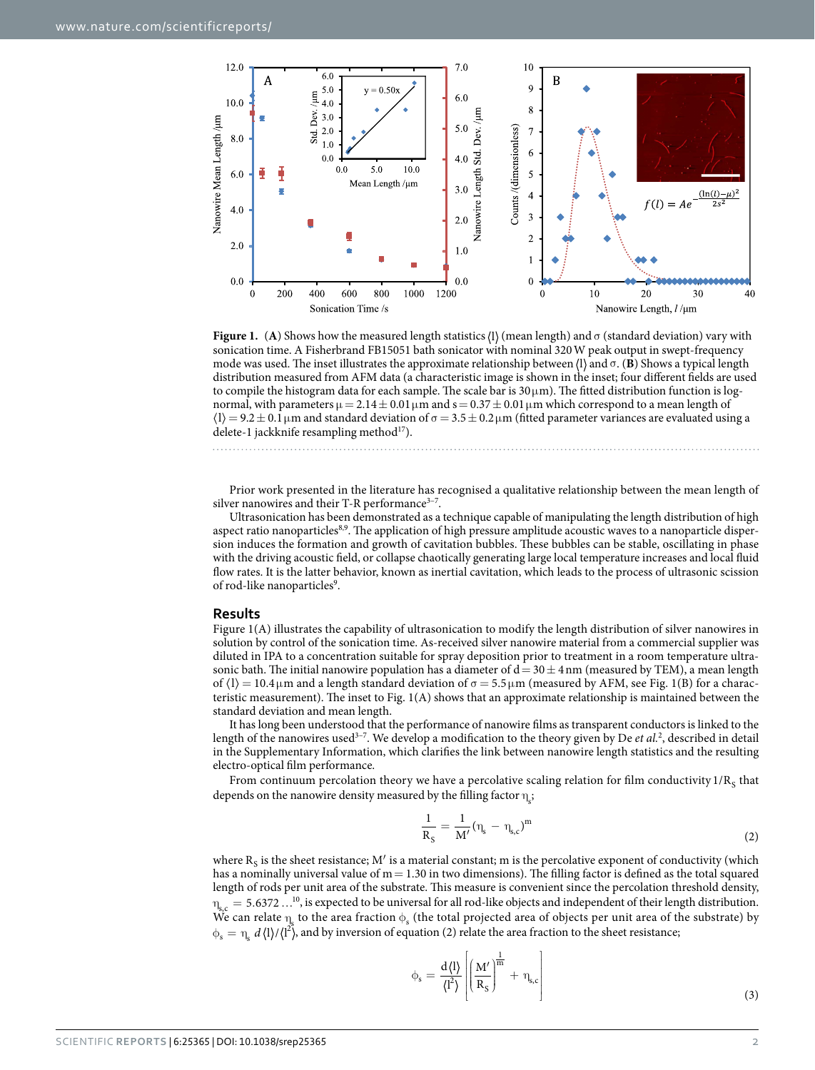**Figure 1.** (**A**) Shows how the measured length statistics $\langle l \rangle$ (mean length) and $\sigma$ (standard deviation) vary with sonication time. A Fisherbrand FB15051 bath sonicator with nominal 320 W peak output in swept-frequency mode was used. The inset illustrates the approximate relationship between $\langle l \rangle$ and $\sigma$. (**B**) Shows a typical length distribution measured from AFM data (a characteristic image is shown in the inset; four different fields are used to compile the histogram data for each sample. The scale bar is 30 μm). The fitted distribution function is log-normal, with parameters $\mu = 2.14 \pm 0.01$ μm and $s = 0.37 \pm 0.01$ μm which correspond to a mean length of $\langle l \rangle = 9.2 \pm 0.1$ μm and standard deviation of $\sigma = 3.5 \pm 0.2$ μm (fitted parameter variances are evaluated using a delete-1 jackknife resampling method[17]).

Prior work presented in the literature has recognised a qualitative relationship between the mean length of silver nanowires and their T-R performance[3–7].

Ultrasonication has been demonstrated as a technique capable of manipulating the length distribution of high aspect ratio nanoparticles[8,9]. The application of high pressure amplitude acoustic waves to a nanoparticle dispersion induces the formation and growth of cavitation bubbles. These bubbles can be stable, oscillating in phase with the driving acoustic field, or collapse chaotically generating large local temperature increases and local fluid flow rates. It is the latter behavior, known as inertial cavitation, which leads to the process of ultrasonic scission of rod-like nanoparticles[9].

## Results

Figure 1(A) illustrates the capability of ultrasonication to modify the length distribution of silver nanowires in solution by control of the sonication time. As-received silver nanowire material from a commercial supplier was diluted in IPA to a concentration suitable for spray deposition prior to treatment in a room temperature ultrasonic bath. The initial nanowire population has a diameter of $d = 30 \pm 4$ nm (measured by TEM), a mean length of $\langle l \rangle = 10.4$ μm and a length standard deviation of $\sigma = 5.5$ μm (measured by AFM, see Fig. 1(B) for a characteristic measurement). The inset to Fig. 1(A) shows that an approximate relationship is maintained between the standard deviation and mean length.

It has long been understood that the performance of nanowire films as transparent conductors is linked to the length of the nanowires used[3–7]. We develop a modification to the theory given by De *et al.*[2], described in detail in the Supplementary Information, which clarifies the link between nanowire length statistics and the resulting electro-optical film performance.

From continuum percolation theory we have a percolative scaling relation for film conductivity $1/R_S$ that depends on the nanowire density measured by the filling factor $\eta_s$;

$$\frac{1}{R_S} = \frac{1}{M'}(\eta_s - \eta_{s,c})^m \tag{2}$$

where $R_S$ is the sheet resistance; $M'$ is a material constant; m is the percolative exponent of conductivity (which has a nominally universal value of $m = 1.30$ in two dimensions). The filling factor is defined as the total squared length of rods per unit area of the substrate. This measure is convenient since the percolation threshold density, $\eta_{s,c} = 5.6372\ldots$[10], is expected to be universal for all rod-like objects and independent of their length distribution. We can relate $\eta_s$ to the area fraction $\phi_s$ (the total projected area of objects per unit area of the substrate) by $\phi_s = \eta_s\, d\langle l \rangle / \langle l^2 \rangle$, and by inversion of equation (2) relate the area fraction to the sheet resistance;

$$\phi_s = \frac{d\langle l \rangle}{\langle l^2 \rangle}\left[\left(\frac{M'}{R_S}\right)^{\frac{1}{m}} + \eta_{s,c}\right] \tag{3}$$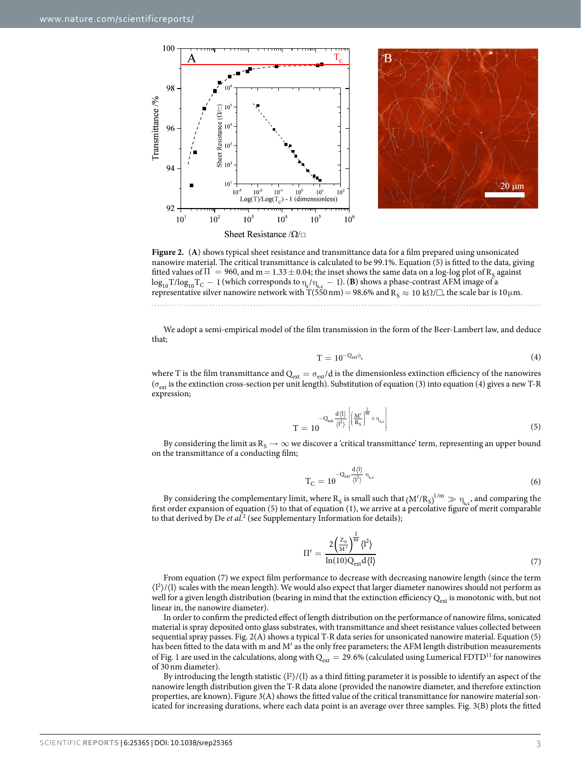**Figure 2.** (**A**) shows typical sheet resistance and transmittance data for a film prepared using unsonicated nanowire material. The critical transmittance is calculated to be 99.1%. Equation (5) is fitted to the data, giving fitted values of $\Pi' = 960$, and $m = 1.33 \pm 0.04$; the inset shows the same data on a log-log plot of $R_S$ against $\log_{10}T/\log_{10}T_C - 1$ (which corresponds to $\eta_s/\eta_{s,c} - 1$). (**B**) shows a phase-contrast AFM image of a representative silver nanowire network with T(550 nm) = 98.6% and $R_S \approx 10\ \text{k}\Omega/\square$, the scale bar is 10 μm.

We adopt a semi-empirical model of the film transmission in the form of the Beer-Lambert law, and deduce that;

$$T = 10^{-Q_{ext}\phi_s} \tag{4}$$

where T is the film transmittance and $Q_{ext} = \sigma_{ext}/d$ is the dimensionless extinction efficiency of the nanowires ($\sigma_{ext}$ is the extinction cross-section per unit length). Substitution of equation (3) into equation (4) gives a new T-R expression;

$$T = 10^{-Q_{ext}\frac{d\langle l\rangle}{\langle l^2\rangle}\left[\left(\frac{M'}{R_S}\right)^{\frac{1}{m}} + \eta_{s,c}\right]} \tag{5}$$

By considering the limit as $R_S \to \infty$ we discover a 'critical transmittance' term, representing an upper bound on the transmittance of a conducting film;

$$T_C = 10^{-Q_{ext}\frac{d\langle l\rangle}{\langle l^2\rangle}\eta_{s,c}} \tag{6}$$

By considering the complementary limit, where $R_S$ is small such that $(M'/R_S)^{1/m} \gg \eta_{s,c}$, and comparing the first order expansion of equation (5) to that of equation (1), we arrive at a percolative figure of merit comparable to that derived by De *et al.*[2] (see Supplementary Information for details);

$$\Pi' = \frac{2\left(\frac{Z_0}{M'}\right)^{\frac{1}{m}}\langle l^2\rangle}{\ln(10)Q_{ext}d\langle l\rangle} \tag{7}$$

From equation (7) we expect film performance to decrease with decreasing nanowire length (since the term $\langle l^2\rangle/\langle l\rangle$ scales with the mean length). We would also expect that larger diameter nanowires should not perform as well for a given length distribution (bearing in mind that the extinction efficiency $Q_{ext}$ is monotonic with, but not linear in, the nanowire diameter).

In order to confirm the predicted effect of length distribution on the performance of nanowire films, sonicated material is spray deposited onto glass substrates, with transmittance and sheet resistance values collected between sequential spray passes. Fig. 2(A) shows a typical T-R data series for unsonicated nanowire material. Equation (5) has been fitted to the data with m and M′ as the only free parameters; the AFM length distribution measurements of Fig. 1 are used in the calculations, along with $Q_{ext} = 29.6\%$ (calculated using Lumerical FDTD[11] for nanowires of 30 nm diameter).

By introducing the length statistic $\langle l^2\rangle/\langle l\rangle$ as a third fitting parameter it is possible to identify an aspect of the nanowire length distribution given the T-R data alone (provided the nanowire diameter, and therefore extinction properties, are known). Figure 3(A) shows the fitted value of the critical transmittance for nanowire material sonicated for increasing durations, where each data point is an average over three samples. Fig. 3(B) plots the fitted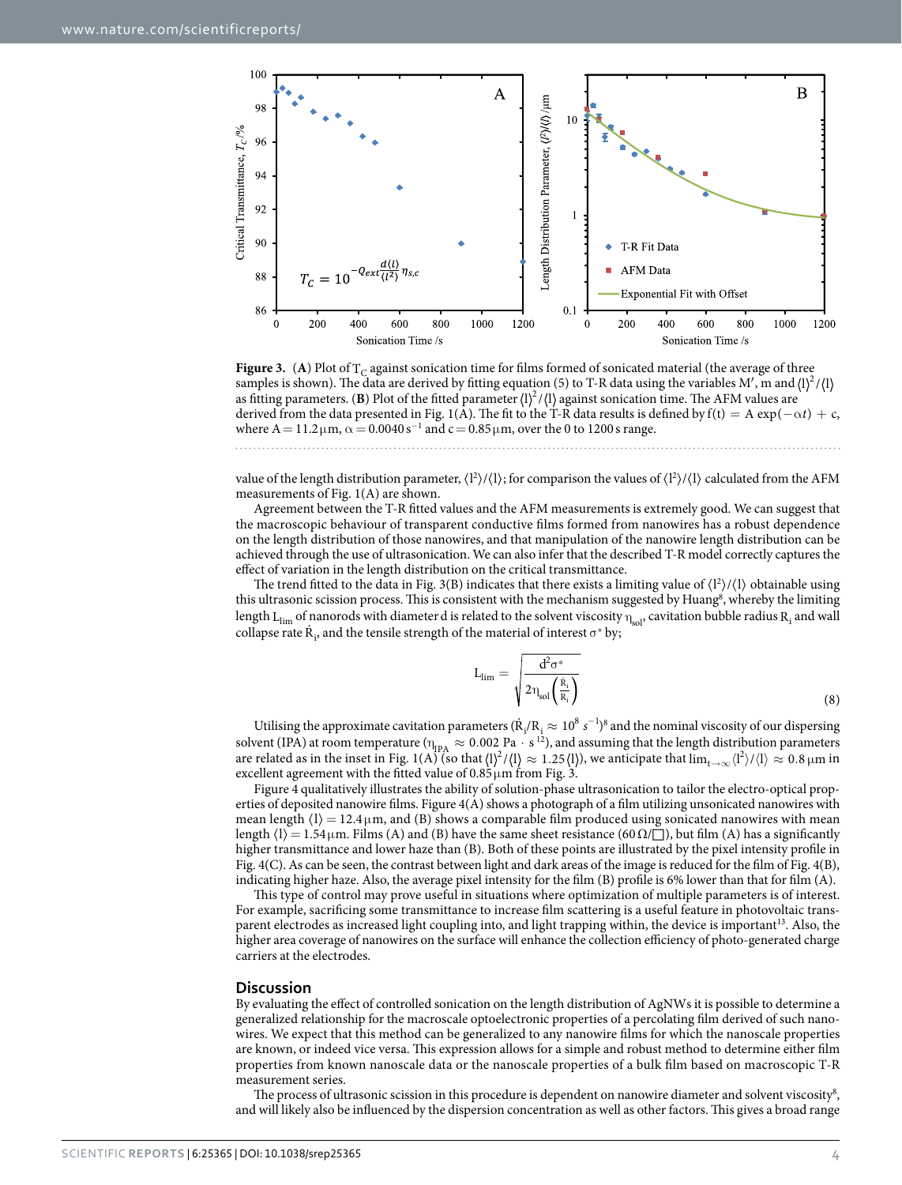**Figure 3.** (**A**) Plot of $T_C$ against sonication time for films formed of sonicated material (the average of three samples is shown). The data are derived by fitting equation (5) to T-R data using the variables M′, m and $\langle l\rangle^2/\langle l\rangle$ as fitting parameters. (**B**) Plot of the fitted parameter $\langle l\rangle^2/\langle l\rangle$ against sonication time. The AFM values are derived from the data presented in Fig. 1(A). The fit to the T-R data results is defined by $f(t) = A\exp(-\alpha t) + c$, where $A = 11.2\,\mu m$, $\alpha = 0.0040\,s^{-1}$ and $c = 0.85\,\mu m$, over the 0 to 1200 s range.

value of the length distribution parameter, $\langle l^2\rangle/\langle l\rangle$; for comparison the values of $\langle l^2\rangle/\langle l\rangle$ calculated from the AFM measurements of Fig. 1(A) are shown.

Agreement between the T-R fitted values and the AFM measurements is extremely good. We can suggest that the macroscopic behaviour of transparent conductive films formed from nanowires has a robust dependence on the length distribution of those nanowires, and that manipulation of the nanowire length distribution can be achieved through the use of ultrasonication. We can also infer that the described T-R model correctly captures the effect of variation in the length distribution on the critical transmittance.

The trend fitted to the data in Fig. 3(B) indicates that there exists a limiting value of $\langle l^2\rangle/\langle l\rangle$ obtainable using this ultrasonic scission process. This is consistent with the mechanism suggested by Huang[8], whereby the limiting length $L_{lim}$ of nanorods with diameter d is related to the solvent viscosity $\eta_{sol}$, cavitation bubble radius $R_i$ and wall collapse rate $\dot{R}_i$, and the tensile strength of the material of interest $\sigma^*$ by;

$$L_{lim} = \sqrt{\frac{d^2\sigma^*}{2\eta_{sol}\left(\frac{\dot{R}_i}{R_i}\right)}} \tag{8}$$

Utilising the approximate cavitation parameters ($\dot{R}_i/R_i \approx 10^8\ s^{-1}$)[8] and the nominal viscosity of our dispersing solvent (IPA) at room temperature ($\eta_{IPA} \approx 0.002\ Pa \cdot s$[12]), and assuming that the length distribution parameters are related as in the inset in Fig. 1(A) (so that $\langle l\rangle^2/\langle l\rangle \approx 1.25\langle l\rangle$), we anticipate that $\lim_{t\to\infty}\langle l^2\rangle/\langle l\rangle \approx 0.8\,\mu m$ in excellent agreement with the fitted value of $0.85\,\mu m$ from Fig. 3.

Figure 4 qualitatively illustrates the ability of solution-phase ultrasonication to tailor the electro-optical properties of deposited nanowire films. Figure 4(A) shows a photograph of a film utilizing unsonicated nanowires with mean length $\langle l\rangle = 12.4\,\mu m$, and (B) shows a comparable film produced using sonicated nanowires with mean length $\langle l\rangle = 1.54\,\mu m$. Films (A) and (B) have the same sheet resistance (60 Ω/□), but film (A) has a significantly higher transmittance and lower haze than (B). Both of these points are illustrated by the pixel intensity profile in Fig. 4(C). As can be seen, the contrast between light and dark areas of the image is reduced for the film of Fig. 4(B), indicating higher haze. Also, the average pixel intensity for the film (B) profile is 6% lower than that for film (A).

This type of control may prove useful in situations where optimization of multiple parameters is of interest. For example, sacrificing some transmittance to increase film scattering is a useful feature in photovoltaic transparent electrodes as increased light coupling into, and light trapping within, the device is important[13]. Also, the higher area coverage of nanowires on the surface will enhance the collection efficiency of photo-generated charge carriers at the electrodes.

## Discussion

By evaluating the effect of controlled sonication on the length distribution of AgNWs it is possible to determine a generalized relationship for the macroscale optoelectronic properties of a percolating film derived of such nanowires. We expect that this method can be generalized to any nanowire films for which the nanoscale properties are known, or indeed vice versa. This expression allows for a simple and robust method to determine either film properties from known nanoscale data or the nanoscale properties of a bulk film based on macroscopic T-R measurement series.

The process of ultrasonic scission in this procedure is dependent on nanowire diameter and solvent viscosity[8], and will likely also be influenced by the dispersion concentration as well as other factors. This gives a broad range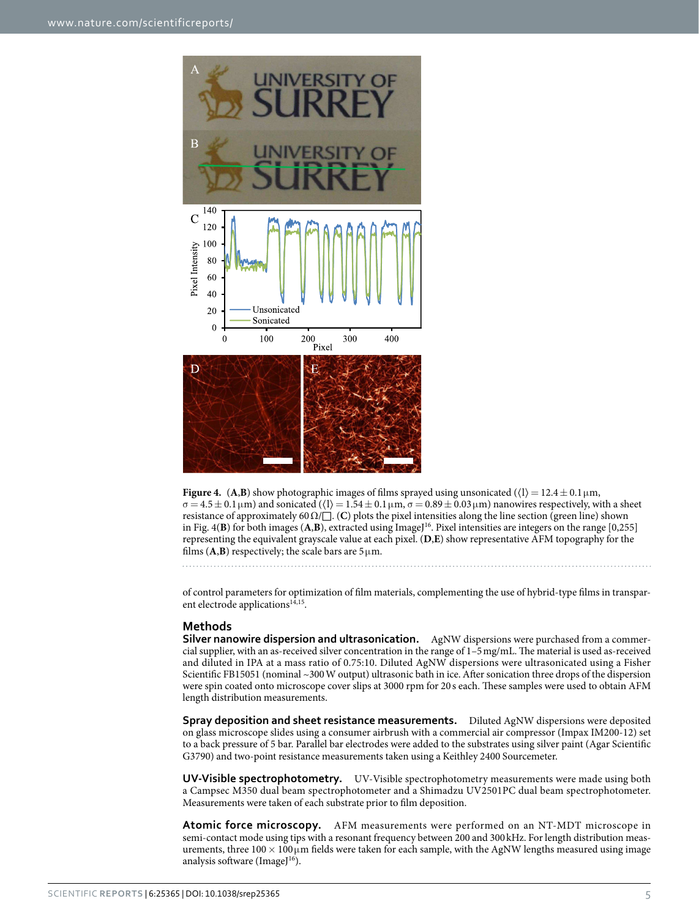**Figure 4.** (**A**,**B**) show photographic images of films sprayed using unsonicated ($\langle l \rangle = 12.4 \pm 0.1\,\mu m$, $\sigma = 4.5 \pm 0.1\,\mu m$) and sonicated ($\langle l \rangle = 1.54 \pm 0.1\,\mu m$, $\sigma = 0.89 \pm 0.03\,\mu m$) nanowires respectively, with a sheet resistance of approximately $60\,\Omega/\square$. (**C**) plots the pixel intensities along the line section (green line) shown in Fig. 4(**B**) for both images (**A**,**B**), extracted using ImageJ[16]. Pixel intensities are integers on the range [0,255] representing the equivalent grayscale value at each pixel. (**D**,**E**) show representative AFM topography for the films (**A**,**B**) respectively; the scale bars are $5\,\mu m$.

of control parameters for optimization of film materials, complementing the use of hybrid-type films in transparent electrode applications[14,15].

## Methods

**Silver nanowire dispersion and ultrasonication.** AgNW dispersions were purchased from a commercial supplier, with an as-received silver concentration in the range of 1–5 mg/mL. The material is used as-received and diluted in IPA at a mass ratio of 0.75:10. Diluted AgNW dispersions were ultrasonicated using a Fisher Scientific FB15051 (nominal ~300 W output) ultrasonic bath in ice. After sonication three drops of the dispersion were spin coated onto microscope cover slips at 3000 rpm for 20 s each. These samples were used to obtain AFM length distribution measurements.

**Spray deposition and sheet resistance measurements.** Diluted AgNW dispersions were deposited on glass microscope slides using a consumer airbrush with a commercial air compressor (Impax IM200-12) set to a back pressure of 5 bar. Parallel bar electrodes were added to the substrates using silver paint (Agar Scientific G3790) and two-point resistance measurements taken using a Keithley 2400 Sourcemeter.

**UV-Visible spectrophotometry.** UV-Visible spectrophotometry measurements were made using both a Campsec M350 dual beam spectrophotometer and a Shimadzu UV2501PC dual beam spectrophotometer. Measurements were taken of each substrate prior to film deposition.

**Atomic force microscopy.** AFM measurements were performed on an NT-MDT microscope in semi-contact mode using tips with a resonant frequency between 200 and 300 kHz. For length distribution measurements, three $100 \times 100\,\mu m$ fields were taken for each sample, with the AgNW lengths measured using image analysis software (ImageJ[16]).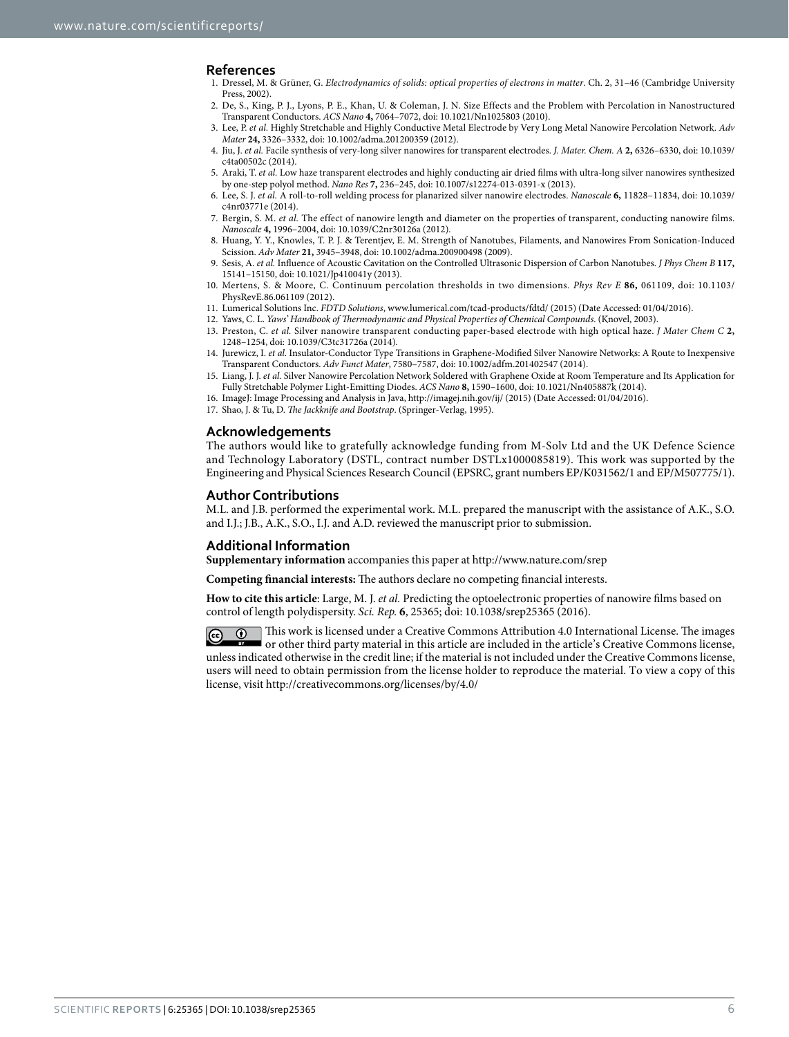## References

1. Dressel, M. & Grüner, G. *Electrodynamics of solids: optical properties of electrons in matter*. Ch. 2, 31–46 (Cambridge University Press, 2002).
2. De, S., King, P. J., Lyons, P. E., Khan, U. & Coleman, J. N. Size Effects and the Problem with Percolation in Nanostructured Transparent Conductors. *ACS Nano* **4,** 7064–7072, doi: 10.1021/Nn1025803 (2010).
3. Lee, P. *et al.* Highly Stretchable and Highly Conductive Metal Electrode by Very Long Metal Nanowire Percolation Network. *Adv Mater* **24,** 3326–3332, doi: 10.1002/adma.201200359 (2012).
4. Jiu, J. *et al.* Facile synthesis of very-long silver nanowires for transparent electrodes. *J. Mater. Chem. A* **2,** 6326–6330, doi: 10.1039/c4ta00502c (2014).
5. Araki, T. *et al.* Low haze transparent electrodes and highly conducting air dried films with ultra-long silver nanowires synthesized by one-step polyol method. *Nano Res* **7,** 236–245, doi: 10.1007/s12274-013-0391-x (2013).
6. Lee, S. J. *et al.* A roll-to-roll welding process for planarized silver nanowire electrodes. *Nanoscale* **6,** 11828–11834, doi: 10.1039/c4nr03771e (2014).
7. Bergin, S. M. *et al.* The effect of nanowire length and diameter on the properties of transparent, conducting nanowire films. *Nanoscale* **4,** 1996–2004, doi: 10.1039/C2nr30126a (2012).
8. Huang, Y. Y., Knowles, T. P. J. & Terentjev, E. M. Strength of Nanotubes, Filaments, and Nanowires From Sonication-Induced Scission. *Adv Mater* **21,** 3945–3948, doi: 10.1002/adma.200900498 (2009).
9. Sesis, A. *et al.* Influence of Acoustic Cavitation on the Controlled Ultrasonic Dispersion of Carbon Nanotubes. *J Phys Chem B* **117,** 15141–15150, doi: 10.1021/Jp410041y (2013).
10. Mertens, S. & Moore, C. Continuum percolation thresholds in two dimensions. *Phys Rev E* **86,** 061109, doi: 10.1103/PhysRevE.86.061109 (2012).
11. Lumerical Solutions Inc. *FDTD Solutions*, www.lumerical.com/tcad-products/fdtd/ (2015) (Date Accessed: 01/04/2016).
12. Yaws, C. L. *Yaws' Handbook of Thermodynamic and Physical Properties of Chemical Compounds*. (Knovel, 2003).
13. Preston, C. *et al.* Silver nanowire transparent conducting paper-based electrode with high optical haze. *J Mater Chem C* **2,** 1248–1254, doi: 10.1039/C3tc31726a (2014).
14. Jurewicz, I. *et al.* Insulator-Conductor Type Transitions in Graphene-Modified Silver Nanowire Networks: A Route to Inexpensive Transparent Conductors. *Adv Funct Mater*, 7580–7587, doi: 10.1002/adfm.201402547 (2014).
15. Liang, J. J. *et al.* Silver Nanowire Percolation Network Soldered with Graphene Oxide at Room Temperature and Its Application for Fully Stretchable Polymer Light-Emitting Diodes. *ACS Nano* **8,** 1590–1600, doi: 10.1021/Nn405887k (2014).
16. ImageJ: Image Processing and Analysis in Java, http://imagej.nih.gov/ij/ (2015) (Date Accessed: 01/04/2016).
17. Shao, J. & Tu, D. *The Jackknife and Bootstrap*. (Springer-Verlag, 1995).

## Acknowledgements

The authors would like to gratefully acknowledge funding from M-Solv Ltd and the UK Defence Science and Technology Laboratory (DSTL, contract number DSTLx1000085819). This work was supported by the Engineering and Physical Sciences Research Council (EPSRC, grant numbers EP/K031562/1 and EP/M507775/1).

## Author Contributions

M.L. and J.B. performed the experimental work. M.L. prepared the manuscript with the assistance of A.K., S.O. and I.J.; J.B., A.K., S.O., I.J. and A.D. reviewed the manuscript prior to submission.

## Additional Information

**Supplementary information** accompanies this paper at http://www.nature.com/srep

**Competing financial interests:** The authors declare no competing financial interests.

**How to cite this article**: Large, M. J. *et al.* Predicting the optoelectronic properties of nanowire films based on control of length polydispersity. *Sci. Rep.* **6**, 25365; doi: 10.1038/srep25365 (2016).

This work is licensed under a Creative Commons Attribution 4.0 International License. The images or other third party material in this article are included in the article's Creative Commons license, unless indicated otherwise in the credit line; if the material is not included under the Creative Commons license, users will need to obtain permission from the license holder to reproduce the material. To view a copy of this license, visit http://creativecommons.org/licenses/by/4.0/